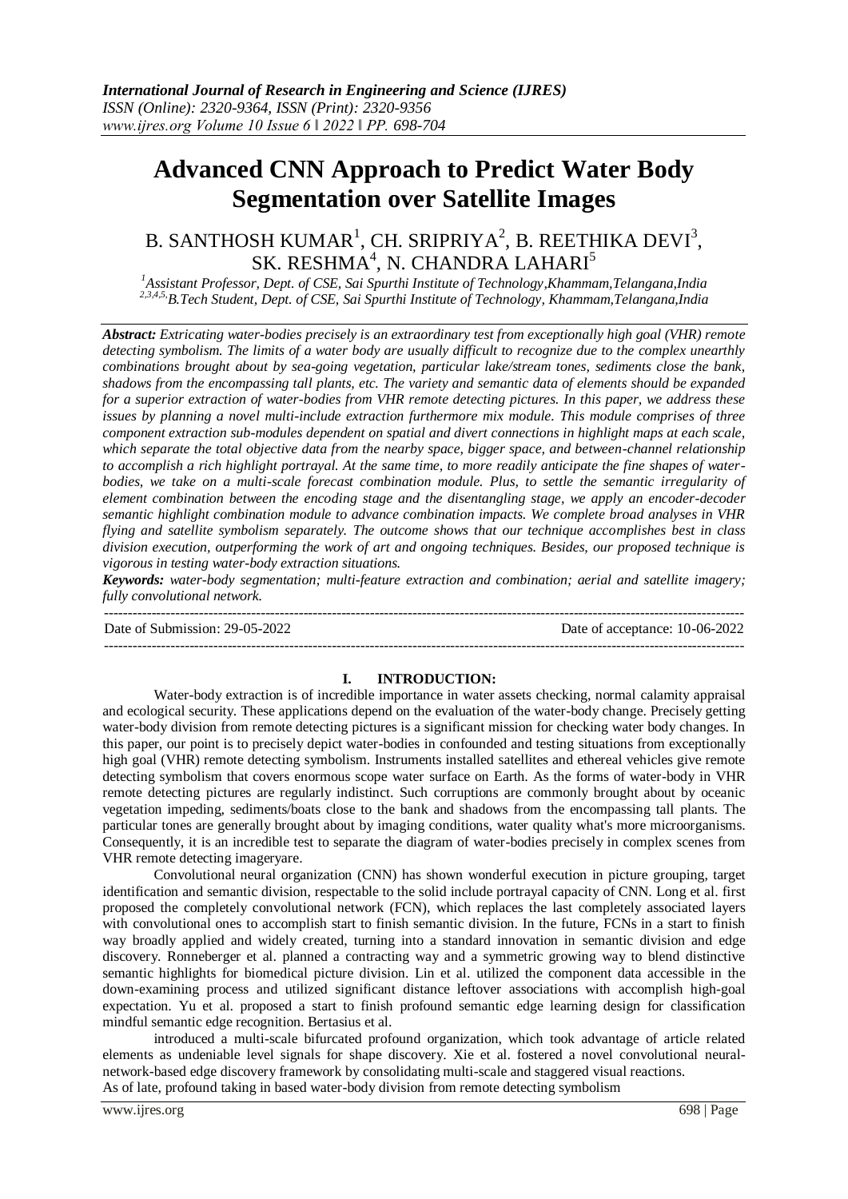# Advanced CNN Approach to Predict Water Body Segmentation over Satellite Images

B. SANTHOSH KUMAR[1], CH. SRIPRIYA[2], B. REETHIKA DEVI[3], SK. RESHMA[4], N. CHANDRA LAHARI[5]

*[1]Assistant Professor, Dept. of CSE, Sai Spurthi Institute of Technology,Khammam,Telangana,India*
*[2,3,4,5,]B.Tech Student, Dept. of CSE, Sai Spurthi Institute of Technology, Khammam,Telangana,India*

***Abstract:** Extricating water-bodies precisely is an extraordinary test from exceptionally high goal (VHR) remote detecting symbolism. The limits of a water body are usually difficult to recognize due to the complex unearthly combinations brought about by sea-going vegetation, particular lake/stream tones, sediments close the bank, shadows from the encompassing tall plants, etc. The variety and semantic data of elements should be expanded for a superior extraction of water-bodies from VHR remote detecting pictures. In this paper, we address these issues by planning a novel multi-include extraction furthermore mix module. This module comprises of three component extraction sub-modules dependent on spatial and divert connections in highlight maps at each scale, which separate the total objective data from the nearby space, bigger space, and between-channel relationship to accomplish a rich highlight portrayal. At the same time, to more readily anticipate the fine shapes of water-bodies, we take on a multi-scale forecast combination module. Plus, to settle the semantic irregularity of element combination between the encoding stage and the disentangling stage, we apply an encoder-decoder semantic highlight combination module to advance combination impacts. We complete broad analyses in VHR flying and satellite symbolism separately. The outcome shows that our technique accomplishes best in class division execution, outperforming the work of art and ongoing techniques. Besides, our proposed technique is vigorous in testing water-body extraction situations.*

***Keywords:** water-body segmentation; multi-feature extraction and combination; aerial and satellite imagery; fully convolutional network.*

---

Date of Submission: 29-05-2022 Date of acceptance: 10-06-2022

---

## I. INTRODUCTION:

Water-body extraction is of incredible importance in water assets checking, normal calamity appraisal and ecological security. These applications depend on the evaluation of the water-body change. Precisely getting water-body division from remote detecting pictures is a significant mission for checking water body changes. In this paper, our point is to precisely depict water-bodies in confounded and testing situations from exceptionally high goal (VHR) remote detecting symbolism. Instruments installed satellites and ethereal vehicles give remote detecting symbolism that covers enormous scope water surface on Earth. As the forms of water-body in VHR remote detecting pictures are regularly indistinct. Such corruptions are commonly brought about by oceanic vegetation impeding, sediments/boats close to the bank and shadows from the encompassing tall plants. The particular tones are generally brought about by imaging conditions, water quality what's more microorganisms. Consequently, it is an incredible test to separate the diagram of water-bodies precisely in complex scenes from VHR remote detecting imageryare.

Convolutional neural organization (CNN) has shown wonderful execution in picture grouping, target identification and semantic division, respectable to the solid include portrayal capacity of CNN. Long et al. first proposed the completely convolutional network (FCN), which replaces the last completely associated layers with convolutional ones to accomplish start to finish semantic division. In the future, FCNs in a start to finish way broadly applied and widely created, turning into a standard innovation in semantic division and edge discovery. Ronneberger et al. planned a contracting way and a symmetric growing way to blend distinctive semantic highlights for biomedical picture division. Lin et al. utilized the component data accessible in the down-examining process and utilized significant distance leftover associations with accomplish high-goal expectation. Yu et al. proposed a start to finish profound semantic edge learning design for classification mindful semantic edge recognition. Bertasius et al.

introduced a multi-scale bifurcated profound organization, which took advantage of article related elements as undeniable level signals for shape discovery. Xie et al. fostered a novel convolutional neural-network-based edge discovery framework by consolidating multi-scale and staggered visual reactions.

As of late, profound taking in based water-body division from remote detecting symbolism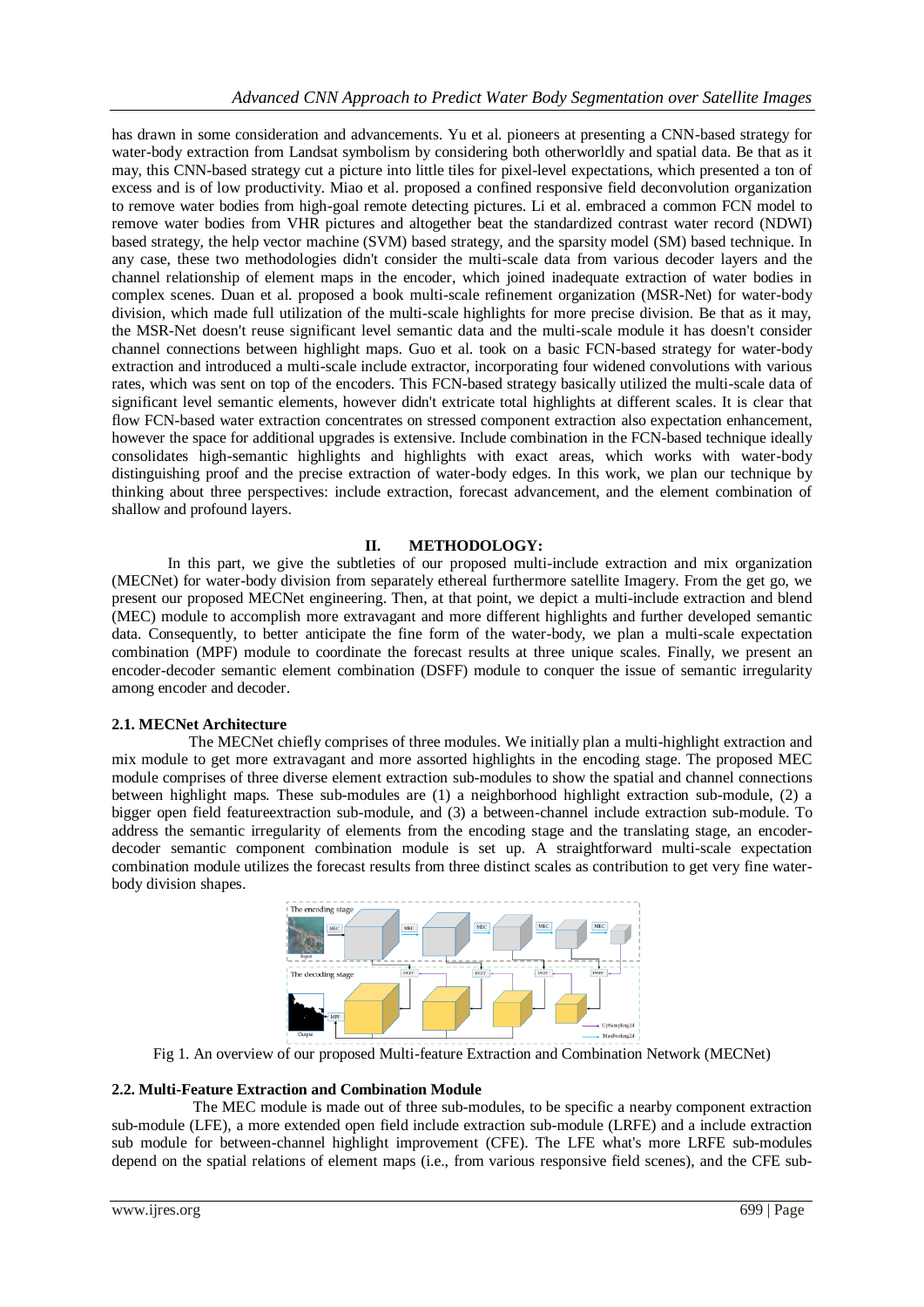has drawn in some consideration and advancements. Yu et al. pioneers at presenting a CNN-based strategy for water-body extraction from Landsat symbolism by considering both otherworldly and spatial data. Be that as it may, this CNN-based strategy cut a picture into little tiles for pixel-level expectations, which presented a ton of excess and is of low productivity. Miao et al. proposed a confined responsive field deconvolution organization to remove water bodies from high-goal remote detecting pictures. Li et al. embraced a common FCN model to remove water bodies from VHR pictures and altogether beat the standardized contrast water record (NDWI) based strategy, the help vector machine (SVM) based strategy, and the sparsity model (SM) based technique. In any case, these two methodologies didn't consider the multi-scale data from various decoder layers and the channel relationship of element maps in the encoder, which joined inadequate extraction of water bodies in complex scenes. Duan et al. proposed a book multi-scale refinement organization (MSR-Net) for water-body division, which made full utilization of the multi-scale highlights for more precise division. Be that as it may, the MSR-Net doesn't reuse significant level semantic data and the multi-scale module it has doesn't consider channel connections between highlight maps. Guo et al. took on a basic FCN-based strategy for water-body extraction and introduced a multi-scale include extractor, incorporating four widened convolutions with various rates, which was sent on top of the encoders. This FCN-based strategy basically utilized the multi-scale data of significant level semantic elements, however didn't extricate total highlights at different scales. It is clear that flow FCN-based water extraction concentrates on stressed component extraction also expectation enhancement, however the space for additional upgrades is extensive. Include combination in the FCN-based technique ideally consolidates high-semantic highlights and highlights with exact areas, which works with water-body distinguishing proof and the precise extraction of water-body edges. In this work, we plan our technique by thinking about three perspectives: include extraction, forecast advancement, and the element combination of shallow and profound layers.

## II. METHODOLOGY:

In this part, we give the subtleties of our proposed multi-include extraction and mix organization (MECNet) for water-body division from separately ethereal furthermore satellite Imagery. From the get go, we present our proposed MECNet engineering. Then, at that point, we depict a multi-include extraction and blend (MEC) module to accomplish more extravagant and more different highlights and further developed semantic data. Consequently, to better anticipate the fine form of the water-body, we plan a multi-scale expectation combination (MPF) module to coordinate the forecast results at three unique scales. Finally, we present an encoder-decoder semantic element combination (DSFF) module to conquer the issue of semantic irregularity among encoder and decoder.

### 2.1. MECNet Architecture

The MECNet chiefly comprises of three modules. We initially plan a multi-highlight extraction and mix module to get more extravagant and more assorted highlights in the encoding stage. The proposed MEC module comprises of three diverse element extraction sub-modules to show the spatial and channel connections between highlight maps. These sub-modules are (1) a neighborhood highlight extraction sub-module, (2) a bigger open field featureextraction sub-module, and (3) a between-channel include extraction sub-module. To address the semantic irregularity of elements from the encoding stage and the translating stage, an encoder-decoder semantic component combination module is set up. A straightforward multi-scale expectation combination module utilizes the forecast results from three distinct scales as contribution to get very fine water-body division shapes.

Fig 1. An overview of our proposed Multi-feature Extraction and Combination Network (MECNet)

### 2.2. Multi-Feature Extraction and Combination Module

The MEC module is made out of three sub-modules, to be specific a nearby component extraction sub-module (LFE), a more extended open field include extraction sub-module (LRFE) and a include extraction sub module for between-channel highlight improvement (CFE). The LFE what's more LRFE sub-modules depend on the spatial relations of element maps (i.e., from various responsive field scenes), and the CFE sub-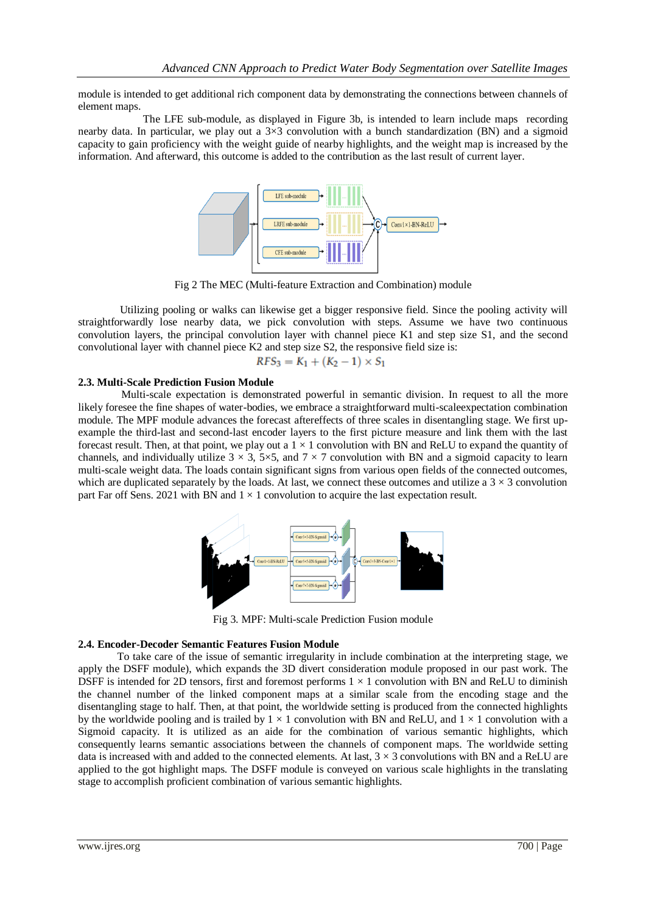module is intended to get additional rich component data by demonstrating the connections between channels of element maps.

The LFE sub-module, as displayed in Figure 3b, is intended to learn include maps recording nearby data. In particular, we play out a 3×3 convolution with a bunch standardization (BN) and a sigmoid capacity to gain proficiency with the weight guide of nearby highlights, and the weight map is increased by the information. And afterward, this outcome is added to the contribution as the last result of current layer.

Fig 2 The MEC (Multi-feature Extraction and Combination) module

Utilizing pooling or walks can likewise get a bigger responsive field. Since the pooling activity will straightforwardly lose nearby data, we pick convolution with steps. Assume we have two continuous convolution layers, the principal convolution layer with channel piece K1 and step size S1, and the second convolutional layer with channel piece K2 and step size S2, the responsive field size is:

$$RFS_3 = K_1 + (K_2 - 1) \times S_1$$

### 2.3. Multi-Scale Prediction Fusion Module

Multi-scale expectation is demonstrated powerful in semantic division. In request to all the more likely foresee the fine shapes of water-bodies, we embrace a straightforward multi-scaleexpectation combination module. The MPF module advances the forecast aftereffects of three scales in disentangling stage. We first up-example the third-last and second-last encoder layers to the first picture measure and link them with the last forecast result. Then, at that point, we play out a 1 × 1 convolution with BN and ReLU to expand the quantity of channels, and individually utilize 3 × 3, 5×5, and 7 × 7 convolution with BN and a sigmoid capacity to learn multi-scale weight data. The loads contain significant signs from various open fields of the connected outcomes, which are duplicated separately by the loads. At last, we connect these outcomes and utilize a 3 × 3 convolution part Far off Sens. 2021 with BN and 1 × 1 convolution to acquire the last expectation result.

Fig 3. MPF: Multi-scale Prediction Fusion module

### 2.4. Encoder-Decoder Semantic Features Fusion Module

To take care of the issue of semantic irregularity in include combination at the interpreting stage, we apply the DSFF module), which expands the 3D divert consideration module proposed in our past work. The DSFF is intended for 2D tensors, first and foremost performs 1 × 1 convolution with BN and ReLU to diminish the channel number of the linked component maps at a similar scale from the encoding stage and the disentangling stage to half. Then, at that point, the worldwide setting is produced from the connected highlights by the worldwide pooling and is trailed by 1 × 1 convolution with BN and ReLU, and 1 × 1 convolution with a Sigmoid capacity. It is utilized as an aide for the combination of various semantic highlights, which consequently learns semantic associations between the channels of component maps. The worldwide setting data is increased with and added to the connected elements. At last, 3 × 3 convolutions with BN and a ReLU are applied to the got highlight maps. The DSFF module is conveyed on various scale highlights in the translating stage to accomplish proficient combination of various semantic highlights.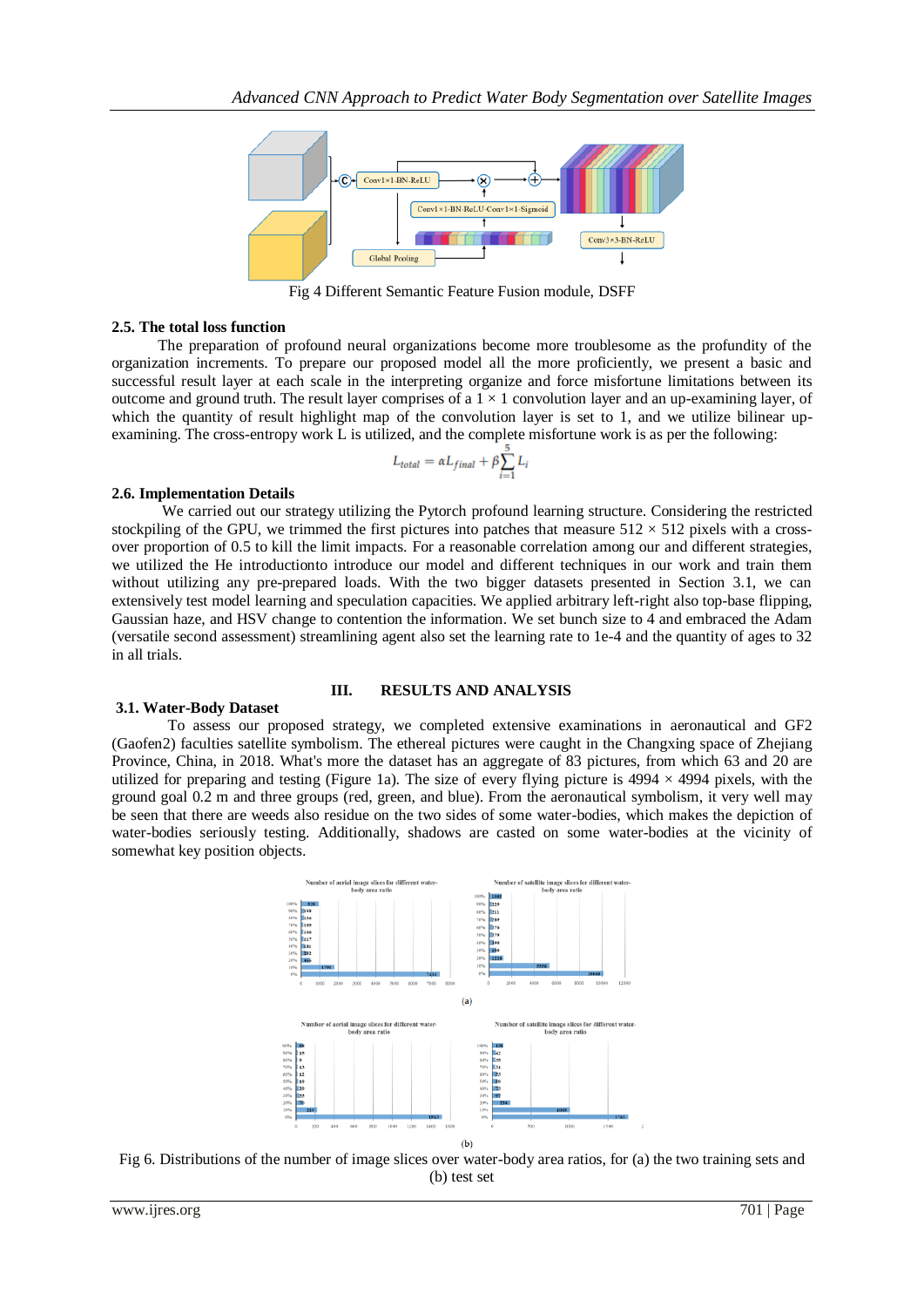Fig 4 Different Semantic Feature Fusion module, DSFF

### 2.5. The total loss function

The preparation of profound neural organizations become more troublesome as the profundity of the organization increments. To prepare our proposed model all the more proficiently, we present a basic and successful result layer at each scale in the interpreting organize and force misfortune limitations between its outcome and ground truth. The result layer comprises of a $1 \times 1$ convolution layer and an up-examining layer, of which the quantity of result highlight map of the convolution layer is set to 1, and we utilize bilinear up-examining. The cross-entropy work L is utilized, and the complete misfortune work is as per the following:

$$L_{total} = \alpha L_{final} + \beta \sum_{i=1}^{5} L_i$$

### 2.6. Implementation Details

We carried out our strategy utilizing the Pytorch profound learning structure. Considering the restricted stockpiling of the GPU, we trimmed the first pictures into patches that measure $512 \times 512$ pixels with a cross-over proportion of 0.5 to kill the limit impacts. For a reasonable correlation among our and different strategies, we utilized the He introductionto introduce our model and different techniques in our work and train them without utilizing any pre-prepared loads. With the two bigger datasets presented in Section 3.1, we can extensively test model learning and speculation capacities. We applied arbitrary left-right also top-base flipping, Gaussian haze, and HSV change to contention the information. We set bunch size to 4 and embraced the Adam (versatile second assessment) streamlining agent also set the learning rate to 1e-4 and the quantity of ages to 32 in all trials.

## III. RESULTS AND ANALYSIS

### 3.1. Water-Body Dataset

To assess our proposed strategy, we completed extensive examinations in aeronautical and GF2 (Gaofen2) faculties satellite symbolism. The ethereal pictures were caught in the Changxing space of Zhejiang Province, China, in 2018. What's more the dataset has an aggregate of 83 pictures, from which 63 and 20 are utilized for preparing and testing (Figure 1a). The size of every flying picture is $4994 \times 4994$ pixels, with the ground goal 0.2 m and three groups (red, green, and blue). From the aeronautical symbolism, it very well may be seen that there are weeds also residue on the two sides of some water-bodies, which makes the depiction of water-bodies seriously testing. Additionally, shadows are casted on some water-bodies at the vicinity of somewhat key position objects.

Fig 6. Distributions of the number of image slices over water-body area ratios, for (a) the two training sets and (b) test set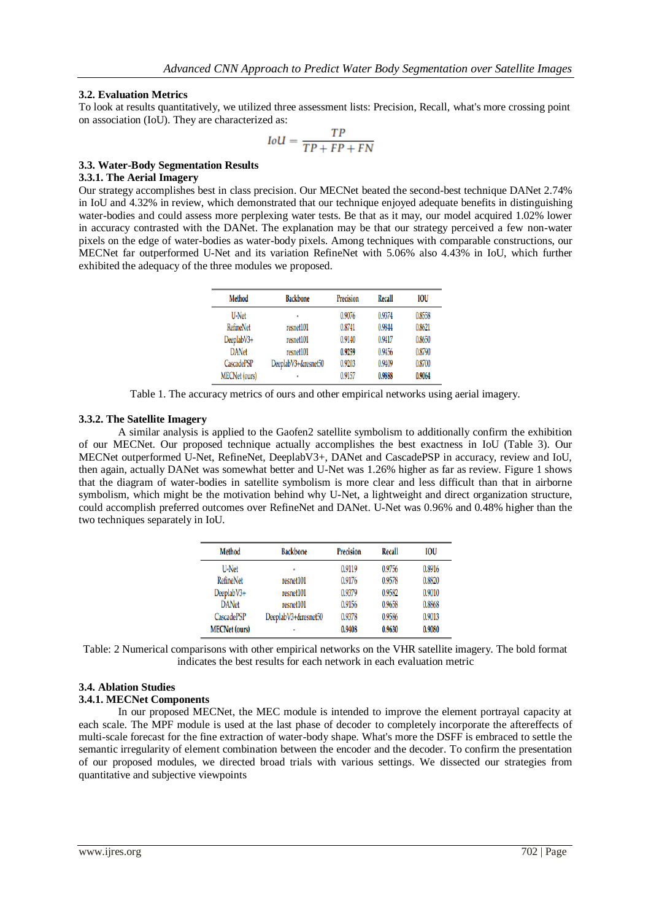### 3.2. Evaluation Metrics

To look at results quantitatively, we utilized three assessment lists: Precision, Recall, what's more crossing point on association (IoU). They are characterized as:

$$IoU = \frac{TP}{TP + FP + FN}$$

### 3.3. Water-Body Segmentation Results

#### 3.3.1. The Aerial Imagery

Our strategy accomplishes best in class precision. Our MECNet beated the second-best technique DANet 2.74% in IoU and 4.32% in review, which demonstrated that our technique enjoyed adequate benefits in distinguishing water-bodies and could assess more perplexing water tests. Be that as it may, our model acquired 1.02% lower in accuracy contrasted with the DANet. The explanation may be that our strategy perceived a few non-water pixels on the edge of water-bodies as water-body pixels. Among techniques with comparable constructions, our MECNet far outperformed U-Net and its variation RefineNet with 5.06% also 4.43% in IoU, which further exhibited the adequacy of the three modules we proposed.

| Method | Backbone | Precision | Recall | IOU |
|---|---|---|---|---|
| U-Net | - | 0.9076 | 0.9374 | 0.8558 |
| RefineNet | resnet101 | 0.8741 | 0.9844 | 0.8621 |
| DeeplabV3+ | resnet101 | 0.9140 | 0.9417 | 0.8650 |
| DANet | resnet101 | **0.9259** | 0.9456 | 0.8790 |
| CascadePSP | DeeplabV3+&resnet50 | 0.9203 | 0.9409 | 0.8700 |
| MECNet (ours) | - | 0.9157 | **0.9888** | **0.9064** |

Table 1. The accuracy metrics of ours and other empirical networks using aerial imagery.

#### 3.3.2. The Satellite Imagery

A similar analysis is applied to the Gaofen2 satellite symbolism to additionally confirm the exhibition of our MECNet. Our proposed technique actually accomplishes the best exactness in IoU (Table 3). Our MECNet outperformed U-Net, RefineNet, DeeplabV3+, DANet and CascadePSP in accuracy, review and IoU, then again, actually DANet was somewhat better and U-Net was 1.26% higher as far as review. Figure 1 shows that the diagram of water-bodies in satellite symbolism is more clear and less difficult than that in airborne symbolism, which might be the motivation behind why U-Net, a lightweight and direct organization structure, could accomplish preferred outcomes over RefineNet and DANet. U-Net was 0.96% and 0.48% higher than the two techniques separately in IoU.

| Method | Backbone | Precision | Recall | IOU |
|---|---|---|---|---|
| U-Net | - | 0.9119 | 0.9756 | 0.8916 |
| RefineNet | resnet101 | 0.9176 | 0.9578 | 0.8820 |
| DeeplabV3+ | resnet101 | 0.9379 | 0.9582 | 0.9010 |
| DANet | resnet101 | 0.9156 | 0.9658 | 0.8868 |
| CascadePSP | DeeplabV3+&resnet50 | 0.9378 | 0.9586 | 0.9013 |
| **MECNet (ours)** | - | **0.9408** | **0.9630** | **0.9080** |

Table: 2 Numerical comparisons with other empirical networks on the VHR satellite imagery. The bold format indicates the best results for each network in each evaluation metric

### 3.4. Ablation Studies

#### 3.4.1. MECNet Components

In our proposed MECNet, the MEC module is intended to improve the element portrayal capacity at each scale. The MPF module is used at the last phase of decoder to completely incorporate the aftereffects of multi-scale forecast for the fine extraction of water-body shape. What's more the DSFF is embraced to settle the semantic irregularity of element combination between the encoder and the decoder. To confirm the presentation of our proposed modules, we directed broad trials with various settings. We dissected our strategies from quantitative and subjective viewpoints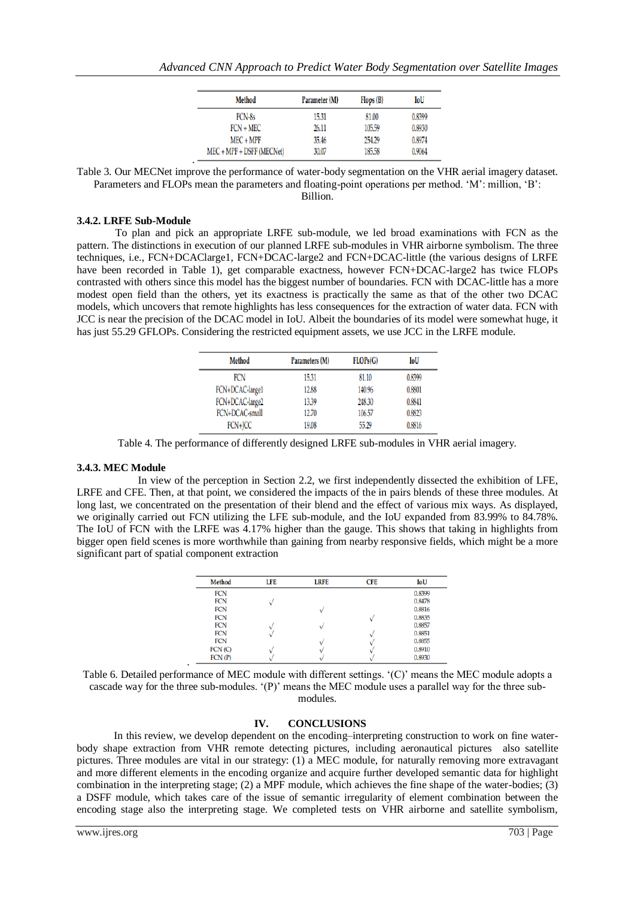| Method | Parameter (M) | Flops (B) | IoU |
|---|---|---|---|
| FCN-8s | 15.31 | 81.00 | 0.8399 |
| FCN + MEC | 26.11 | 105.59 | 0.8930 |
| MEC + MPF | 35.46 | 254.29 | 0.8974 |
| MEC + MPF + DSFF (MECNet) | 30.07 | 185.58 | 0.9064 |

Table 3. Our MECNet improve the performance of water-body segmentation on the VHR aerial imagery dataset. Parameters and FLOPs mean the parameters and floating-point operations per method. 'M': million, 'B': Billion.

### 3.4.2. LRFE Sub-Module

To plan and pick an appropriate LRFE sub-module, we led broad examinations with FCN as the pattern. The distinctions in execution of our planned LRFE sub-modules in VHR airborne symbolism. The three techniques, i.e., FCN+DCAClarge1, FCN+DCAC-large2 and FCN+DCAC-little (the various designs of LRFE have been recorded in Table 1), get comparable exactness, however FCN+DCAC-large2 has twice FLOPs contrasted with others since this model has the biggest number of boundaries. FCN with DCAC-little has a more modest open field than the others, yet its exactness is practically the same as that of the other two DCAC models, which uncovers that remote highlights has less consequences for the extraction of water data. FCN with JCC is near the precision of the DCAC model in IoU. Albeit the boundaries of its model were somewhat huge, it has just 55.29 GFLOPs. Considering the restricted equipment assets, we use JCC in the LRFE module.

| Method | Parameters (M) | FLOPs(G) | IoU |
|---|---|---|---|
| FCN | 15.31 | 81.10 | 0.8399 |
| FCN+DCAC-large1 | 12.88 | 140.96 | 0.8801 |
| FCN+DCAC-large2 | 13.39 | 248.30 | 0.8841 |
| FCN+DCAC-small | 12.70 | 106.57 | 0.8823 |
| FCN+JCC | 19.08 | 55.29 | 0.8816 |

Table 4. The performance of differently designed LRFE sub-modules in VHR aerial imagery.

### 3.4.3. MEC Module

In view of the perception in Section 2.2, we first independently dissected the exhibition of LFE, LRFE and CFE. Then, at that point, we considered the impacts of the in pairs blends of these three modules. At long last, we concentrated on the presentation of their blend and the effect of various mix ways. As displayed, we originally carried out FCN utilizing the LFE sub-module, and the IoU expanded from 83.99% to 84.78%. The IoU of FCN with the LRFE was 4.17% higher than the gauge. This shows that taking in highlights from bigger open field scenes is more worthwhile than gaining from nearby responsive fields, which might be a more significant part of spatial component extraction

| Method | LFE | LRFE | CFE | IoU |
|---|---|---|---|---|
| FCN | | | | 0.8399 |
| FCN | √ | | | 0.8478 |
| FCN | | √ | | 0.8816 |
| FCN | | | √ | 0.8835 |
| FCN | √ | √ | | 0.8857 |
| FCN | √ | | √ | 0.8851 |
| FCN | | √ | √ | 0.8855 |
| FCN (C) | √ | √ | √ | 0.8910 |
| FCN (P) | √ | √ | √ | 0.8930 |

Table 6. Detailed performance of MEC module with different settings. '(C)' means the MEC module adopts a cascade way for the three sub-modules. '(P)' means the MEC module uses a parallel way for the three sub-modules.

## IV. CONCLUSIONS

In this review, we develop dependent on the encoding–interpreting construction to work on fine water-body shape extraction from VHR remote detecting pictures, including aeronautical pictures also satellite pictures. Three modules are vital in our strategy: (1) a MEC module, for naturally removing more extravagant and more different elements in the encoding organize and acquire further developed semantic data for highlight combination in the interpreting stage; (2) a MPF module, which achieves the fine shape of the water-bodies; (3) a DSFF module, which takes care of the issue of semantic irregularity of element combination between the encoding stage also the interpreting stage. We completed tests on VHR airborne and satellite symbolism,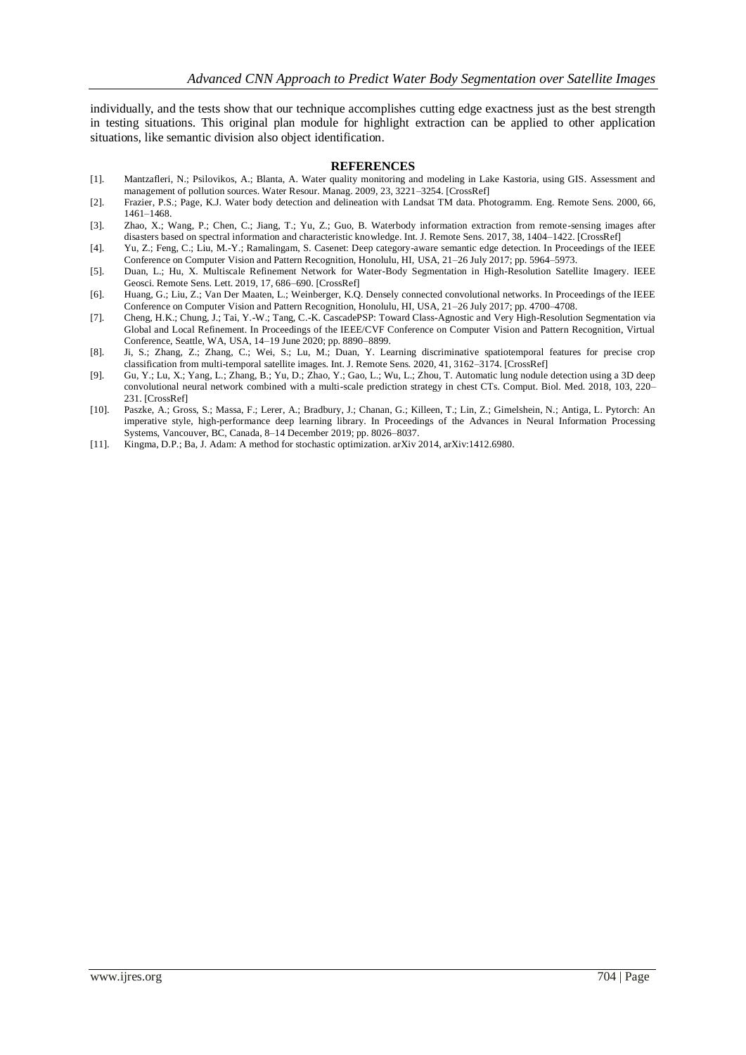individually, and the tests show that our technique accomplishes cutting edge exactness just as the best strength in testing situations. This original plan module for highlight extraction can be applied to other application situations, like semantic division also object identification.

## REFERENCES

[1]. Mantzafleri, N.; Psilovikos, A.; Blanta, A. Water quality monitoring and modeling in Lake Kastoria, using GIS. Assessment and management of pollution sources. Water Resour. Manag. 2009, 23, 3221–3254. [CrossRef]

[2]. Frazier, P.S.; Page, K.J. Water body detection and delineation with Landsat TM data. Photogramm. Eng. Remote Sens. 2000, 66, 1461–1468.

[3]. Zhao, X.; Wang, P.; Chen, C.; Jiang, T.; Yu, Z.; Guo, B. Waterbody information extraction from remote-sensing images after disasters based on spectral information and characteristic knowledge. Int. J. Remote Sens. 2017, 38, 1404–1422. [CrossRef]

[4]. Yu, Z.; Feng, C.; Liu, M.-Y.; Ramalingam, S. Casenet: Deep category-aware semantic edge detection. In Proceedings of the IEEE Conference on Computer Vision and Pattern Recognition, Honolulu, HI, USA, 21–26 July 2017; pp. 5964–5973.

[5]. Duan, L.; Hu, X. Multiscale Refinement Network for Water-Body Segmentation in High-Resolution Satellite Imagery. IEEE Geosci. Remote Sens. Lett. 2019, 17, 686–690. [CrossRef]

[6]. Huang, G.; Liu, Z.; Van Der Maaten, L.; Weinberger, K.Q. Densely connected convolutional networks. In Proceedings of the IEEE Conference on Computer Vision and Pattern Recognition, Honolulu, HI, USA, 21–26 July 2017; pp. 4700–4708.

[7]. Cheng, H.K.; Chung, J.; Tai, Y.-W.; Tang, C.-K. CascadePSP: Toward Class-Agnostic and Very High-Resolution Segmentation via Global and Local Refinement. In Proceedings of the IEEE/CVF Conference on Computer Vision and Pattern Recognition, Virtual Conference, Seattle, WA, USA, 14–19 June 2020; pp. 8890–8899.

[8]. Ji, S.; Zhang, Z.; Zhang, C.; Wei, S.; Lu, M.; Duan, Y. Learning discriminative spatiotemporal features for precise crop classification from multi-temporal satellite images. Int. J. Remote Sens. 2020, 41, 3162–3174. [CrossRef]

[9]. Gu, Y.; Lu, X.; Yang, L.; Zhang, B.; Yu, D.; Zhao, Y.; Gao, L.; Wu, L.; Zhou, T. Automatic lung nodule detection using a 3D deep convolutional neural network combined with a multi-scale prediction strategy in chest CTs. Comput. Biol. Med. 2018, 103, 220–231. [CrossRef]

[10]. Paszke, A.; Gross, S.; Massa, F.; Lerer, A.; Bradbury, J.; Chanan, G.; Killeen, T.; Lin, Z.; Gimelshein, N.; Antiga, L. Pytorch: An imperative style, high-performance deep learning library. In Proceedings of the Advances in Neural Information Processing Systems, Vancouver, BC, Canada, 8–14 December 2019; pp. 8026–8037.

[11]. Kingma, D.P.; Ba, J. Adam: A method for stochastic optimization. arXiv 2014, arXiv:1412.6980.